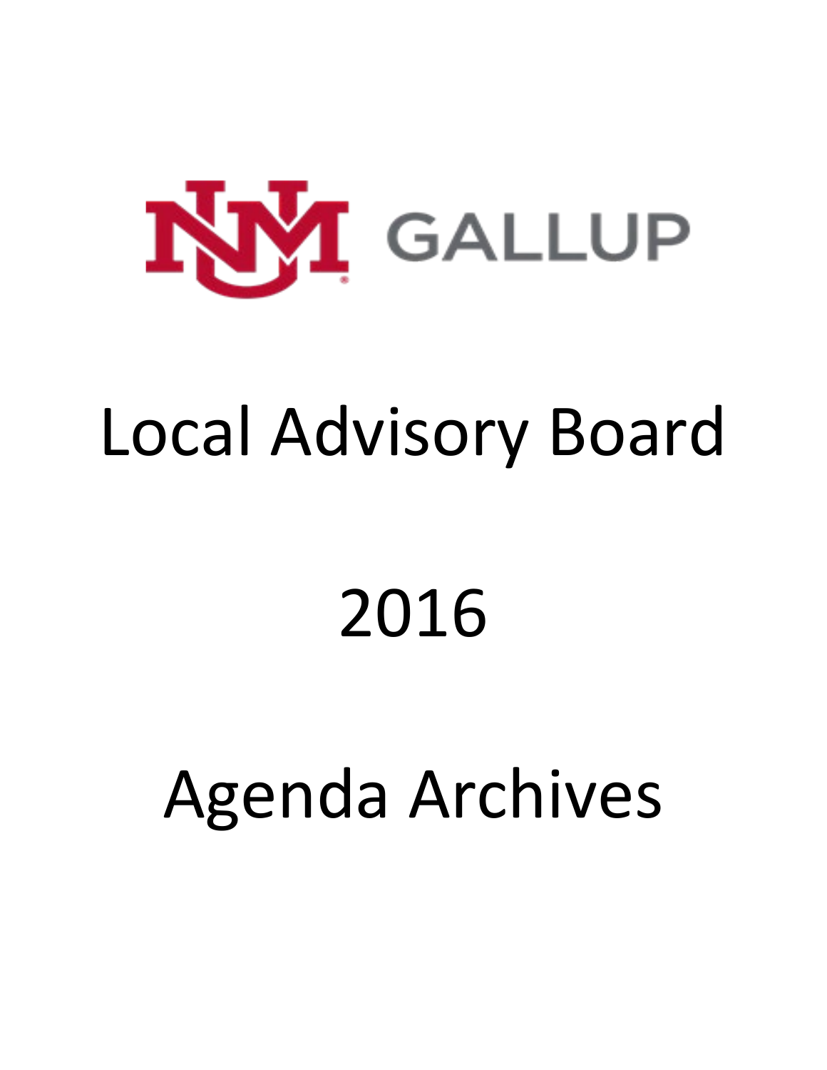UNM GALLUP

# Local Advisory Board

# 2016

# Agenda Archives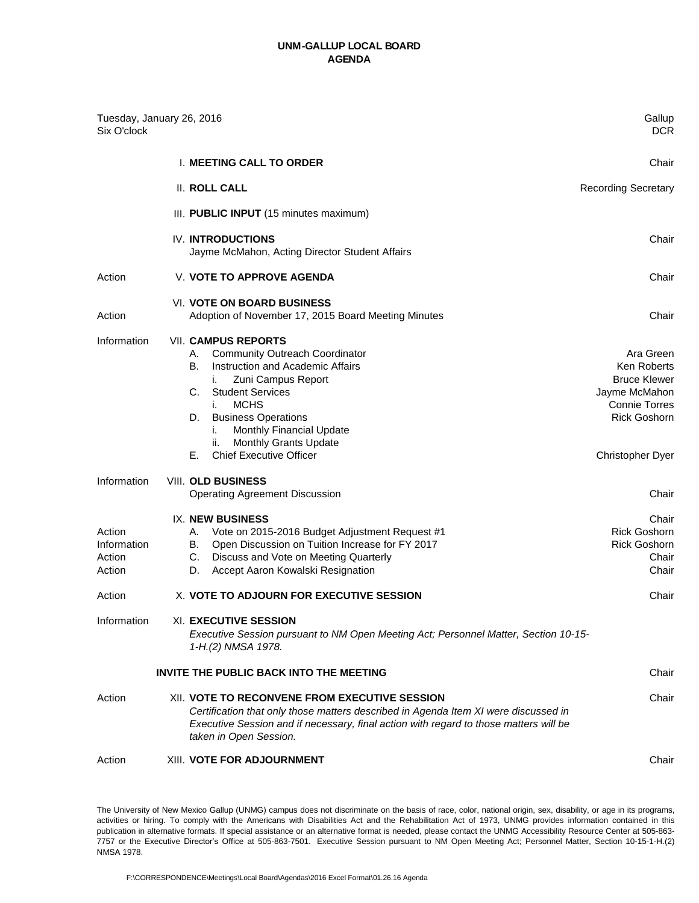# UNM-GALLUP LOCAL BOARD
## AGENDA

Tuesday, January 26, 2016 — Gallup
Six O'clock — DCR

| | | |
|---|---|---|
| | I. **MEETING CALL TO ORDER** | Chair |
| | II. **ROLL CALL** | Recording Secretary |
| | III. **PUBLIC INPUT** (15 minutes maximum) | |
| | IV. **INTRODUCTIONS**<br>Jayme McMahon, Acting Director Student Affairs | Chair |
| Action | V. **VOTE TO APPROVE AGENDA** | Chair |
| Action | VI. **VOTE ON BOARD BUSINESS**<br>Adoption of November 17, 2015 Board Meeting Minutes | Chair |
| Information | VII. **CAMPUS REPORTS** | |
| | A. Community Outreach Coordinator | Ara Green |
| | B. Instruction and Academic Affairs | Ken Roberts |
| | i. Zuni Campus Report | Bruce Klewer |
| | C. Student Services | Jayme McMahon |
| | i. MCHS | Connie Torres |
| | D. Business Operations | Rick Goshorn |
| | i. Monthly Financial Update | |
| | ii. Monthly Grants Update | |
| | E. Chief Executive Officer | Christopher Dyer |
| Information | VIII. **OLD BUSINESS**<br>Operating Agreement Discussion | Chair |
| | IX. **NEW BUSINESS** | Chair |
| Action | A. Vote on 2015-2016 Budget Adjustment Request #1 | Rick Goshorn |
| Information | B. Open Discussion on Tuition Increase for FY 2017 | Rick Goshorn |
| Action | C. Discuss and Vote on Meeting Quarterly | Chair |
| Action | D. Accept Aaron Kowalski Resignation | Chair |
| Action | X. **VOTE TO ADJOURN FOR EXECUTIVE SESSION** | Chair |
| Information | XI. **EXECUTIVE SESSION**<br>*Executive Session pursuant to NM Open Meeting Act; Personnel Matter, Section 10-15-1-H.(2) NMSA 1978.* | |
| | **INVITE THE PUBLIC BACK INTO THE MEETING** | Chair |
| Action | XII. **VOTE TO RECONVENE FROM EXECUTIVE SESSION**<br>*Certification that only those matters described in Agenda Item XI were discussed in Executive Session and if necessary, final action with regard to those matters will be taken in Open Session.* | Chair |
| Action | XIII. **VOTE FOR ADJOURNMENT** | Chair |

The University of New Mexico Gallup (UNMG) campus does not discriminate on the basis of race, color, national origin, sex, disability, or age in its programs, activities or hiring. To comply with the Americans with Disabilities Act and the Rehabilitation Act of 1973, UNMG provides information contained in this publication in alternative formats. If special assistance or an alternative format is needed, please contact the UNMG Accessibility Resource Center at 505-863-7757 or the Executive Director's Office at 505-863-7501. Executive Session pursuant to NM Open Meeting Act; Personnel Matter, Section 10-15-1-H.(2) NMSA 1978.

F:\CORRESPONDENCE\Meetings\Local Board\Agendas\2016 Excel Format\01.26.16 Agenda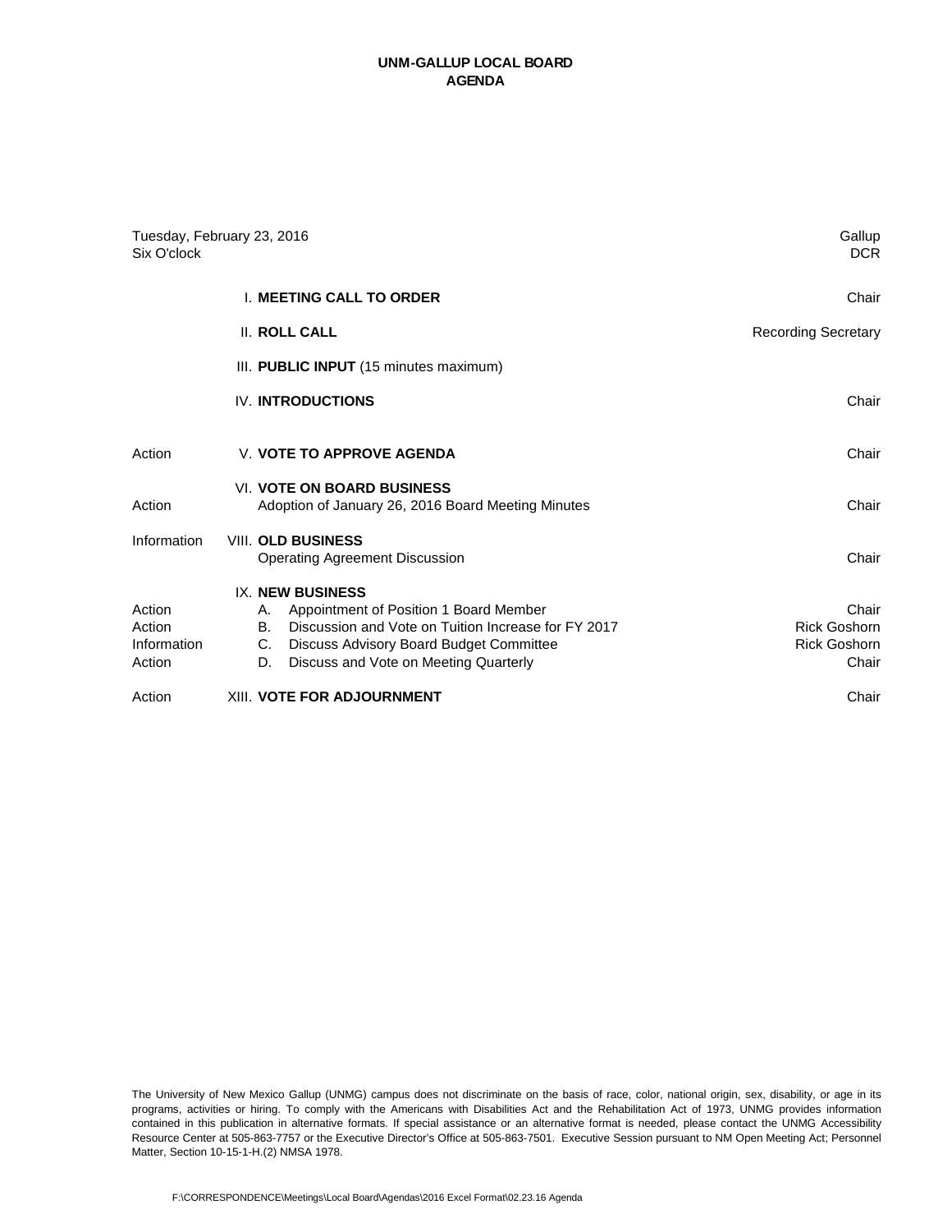**UNM-GALLUP LOCAL BOARD**
**AGENDA**

| | | |
|---|---|---|
| Tuesday, February 23, 2016<br>Six O'clock | | Gallup<br>DCR |
| | I. **MEETING CALL TO ORDER** | Chair |
| | II. **ROLL CALL** | Recording Secretary |
| | III. **PUBLIC INPUT** (15 minutes maximum) | |
| | IV. **INTRODUCTIONS** | Chair |
| Action | V. **VOTE TO APPROVE AGENDA** | Chair |
| | VI. **VOTE ON BOARD BUSINESS** | |
| Action | Adoption of January 26, 2016 Board Meeting Minutes | Chair |
| Information | VIII. **OLD BUSINESS** | |
| | Operating Agreement Discussion | Chair |
| | IX. **NEW BUSINESS** | |
| Action | A. Appointment of Position 1 Board Member | Chair |
| Action | B. Discussion and Vote on Tuition Increase for FY 2017 | Rick Goshorn |
| Information | C. Discuss Advisory Board Budget Committee | Rick Goshorn |
| Action | D. Discuss and Vote on Meeting Quarterly | Chair |
| Action | XIII. **VOTE FOR ADJOURNMENT** | Chair |

The University of New Mexico Gallup (UNMG) campus does not discriminate on the basis of race, color, national origin, sex, disability, or age in its programs, activities or hiring. To comply with the Americans with Disabilities Act and the Rehabilitation Act of 1973, UNMG provides information contained in this publication in alternative formats. If special assistance or an alternative format is needed, please contact the UNMG Accessibility Resource Center at 505-863-7757 or the Executive Director's Office at 505-863-7501. Executive Session pursuant to NM Open Meeting Act; Personnel Matter, Section 10-15-1-H.(2) NMSA 1978.

F:\CORRESPONDENCE\Meetings\Local Board\Agendas\2016 Excel Format\02.23.16 Agenda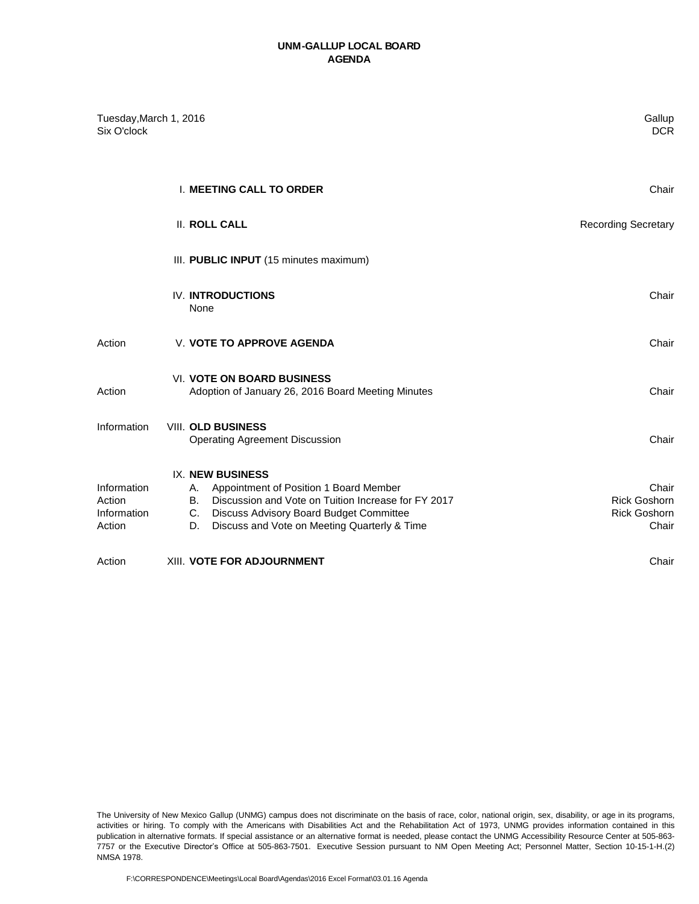# UNM-GALLUP LOCAL BOARD
# AGENDA

Tuesday,March 1, 2016 — Gallup
Six O'clock — DCR

| | Item | Presenter |
|---|---|---|
| | I. **MEETING CALL TO ORDER** | Chair |
| | II. **ROLL CALL** | Recording Secretary |
| | III. **PUBLIC INPUT** (15 minutes maximum) | |
| | IV. **INTRODUCTIONS**<br>None | Chair |
| Action | V. **VOTE TO APPROVE AGENDA** | Chair |
| | VI. **VOTE ON BOARD BUSINESS** | |
| Action | Adoption of January 26, 2016 Board Meeting Minutes | Chair |
| Information | VIII. **OLD BUSINESS**<br>Operating Agreement Discussion | Chair |
| | IX. **NEW BUSINESS** | |
| Information | A. Appointment of Position 1 Board Member | Chair |
| Action | B. Discussion and Vote on Tuition Increase for FY 2017 | Rick Goshorn |
| Information | C. Discuss Advisory Board Budget Committee | Rick Goshorn |
| Action | D. Discuss and Vote on Meeting Quarterly & Time | Chair |
| Action | XIII. **VOTE FOR ADJOURNMENT** | Chair |

The University of New Mexico Gallup (UNMG) campus does not discriminate on the basis of race, color, national origin, sex, disability, or age in its programs, activities or hiring. To comply with the Americans with Disabilities Act and the Rehabilitation Act of 1973, UNMG provides information contained in this publication in alternative formats. If special assistance or an alternative format is needed, please contact the UNMG Accessibility Resource Center at 505-863-7757 or the Executive Director's Office at 505-863-7501. Executive Session pursuant to NM Open Meeting Act; Personnel Matter, Section 10-15-1-H.(2) NMSA 1978.

F:\CORRESPONDENCE\Meetings\Local Board\Agendas\2016 Excel Format\03.01.16 Agenda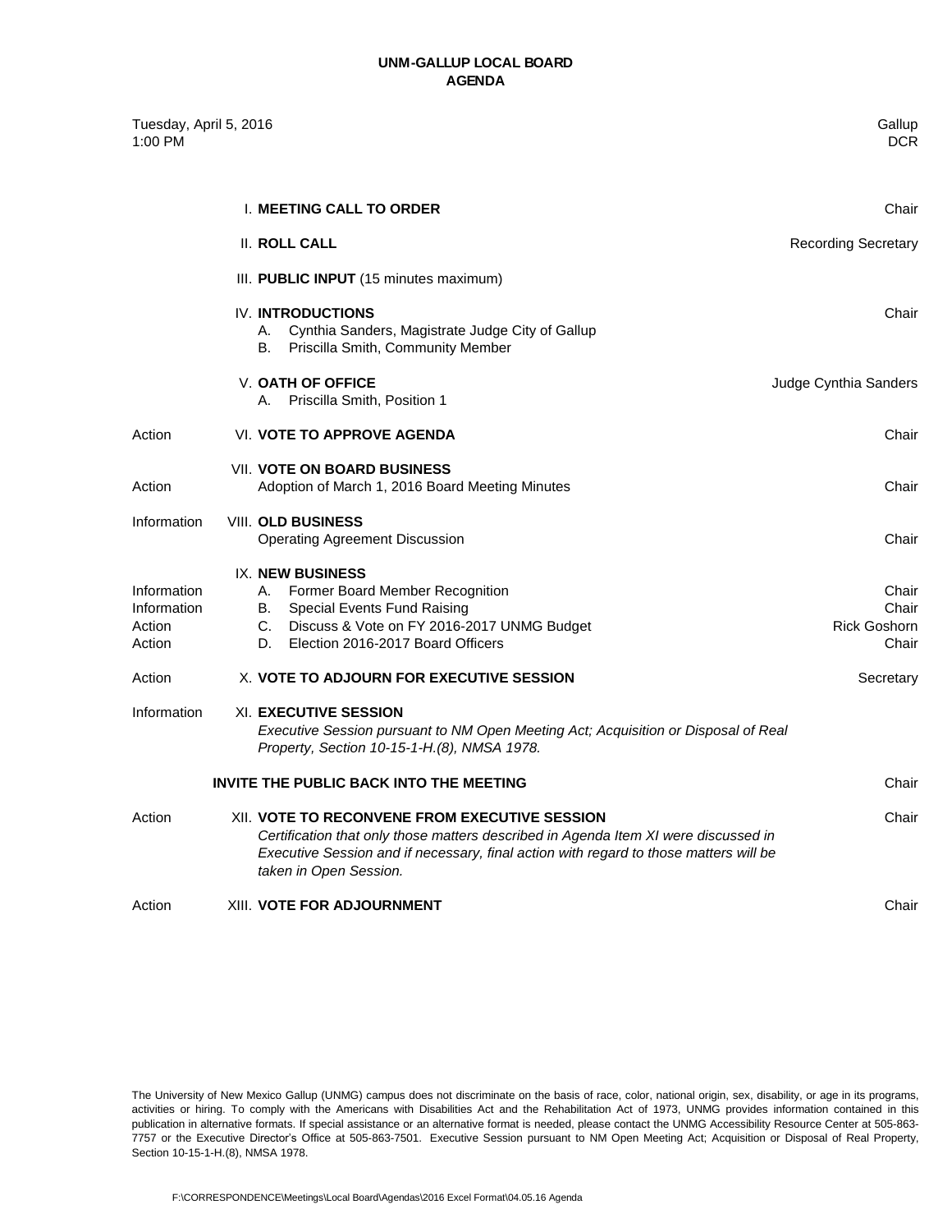# UNM-GALLUP LOCAL BOARD
## AGENDA

Tuesday, April 5, 2016 — Gallup
1:00 PM — DCR

| Type | Item | Presenter |
|---|---|---|
| | I. **MEETING CALL TO ORDER** | Chair |
| | II. **ROLL CALL** | Recording Secretary |
| | III. **PUBLIC INPUT** (15 minutes maximum) | |
| | IV. **INTRODUCTIONS** | Chair |
| | A. Cynthia Sanders, Magistrate Judge City of Gallup | |
| | B. Priscilla Smith, Community Member | |
| | V. **OATH OF OFFICE** | Judge Cynthia Sanders |
| | A. Priscilla Smith, Position 1 | |
| Action | VI. **VOTE TO APPROVE AGENDA** | Chair |
| | VII. **VOTE ON BOARD BUSINESS** | |
| Action | Adoption of March 1, 2016 Board Meeting Minutes | Chair |
| Information | VIII. **OLD BUSINESS** | |
| | Operating Agreement Discussion | Chair |
| | IX. **NEW BUSINESS** | |
| Information | A. Former Board Member Recognition | Chair |
| Information | B. Special Events Fund Raising | Chair |
| Action | C. Discuss & Vote on FY 2016-2017 UNMG Budget | Rick Goshorn |
| Action | D. Election 2016-2017 Board Officers | Chair |
| Action | X. **VOTE TO ADJOURN FOR EXECUTIVE SESSION** | Secretary |
| Information | XI. **EXECUTIVE SESSION** | |
| | *Executive Session pursuant to NM Open Meeting Act; Acquisition or Disposal of Real Property, Section 10-15-1-H.(8), NMSA 1978.* | |
| | **INVITE THE PUBLIC BACK INTO THE MEETING** | Chair |
| Action | XII. **VOTE TO RECONVENE FROM EXECUTIVE SESSION** | Chair |
| | *Certification that only those matters described in Agenda Item XI were discussed in Executive Session and if necessary, final action with regard to those matters will be taken in Open Session.* | |
| Action | XIII. **VOTE FOR ADJOURNMENT** | Chair |

The University of New Mexico Gallup (UNMG) campus does not discriminate on the basis of race, color, national origin, sex, disability, or age in its programs, activities or hiring. To comply with the Americans with Disabilities Act and the Rehabilitation Act of 1973, UNMG provides information contained in this publication in alternative formats. If special assistance or an alternative format is needed, please contact the UNMG Accessibility Resource Center at 505-863-7757 or the Executive Director's Office at 505-863-7501. Executive Session pursuant to NM Open Meeting Act; Acquisition or Disposal of Real Property, Section 10-15-1-H.(8), NMSA 1978.

F:\CORRESPONDENCE\Meetings\Local Board\Agendas\2016 Excel Format\04.05.16 Agenda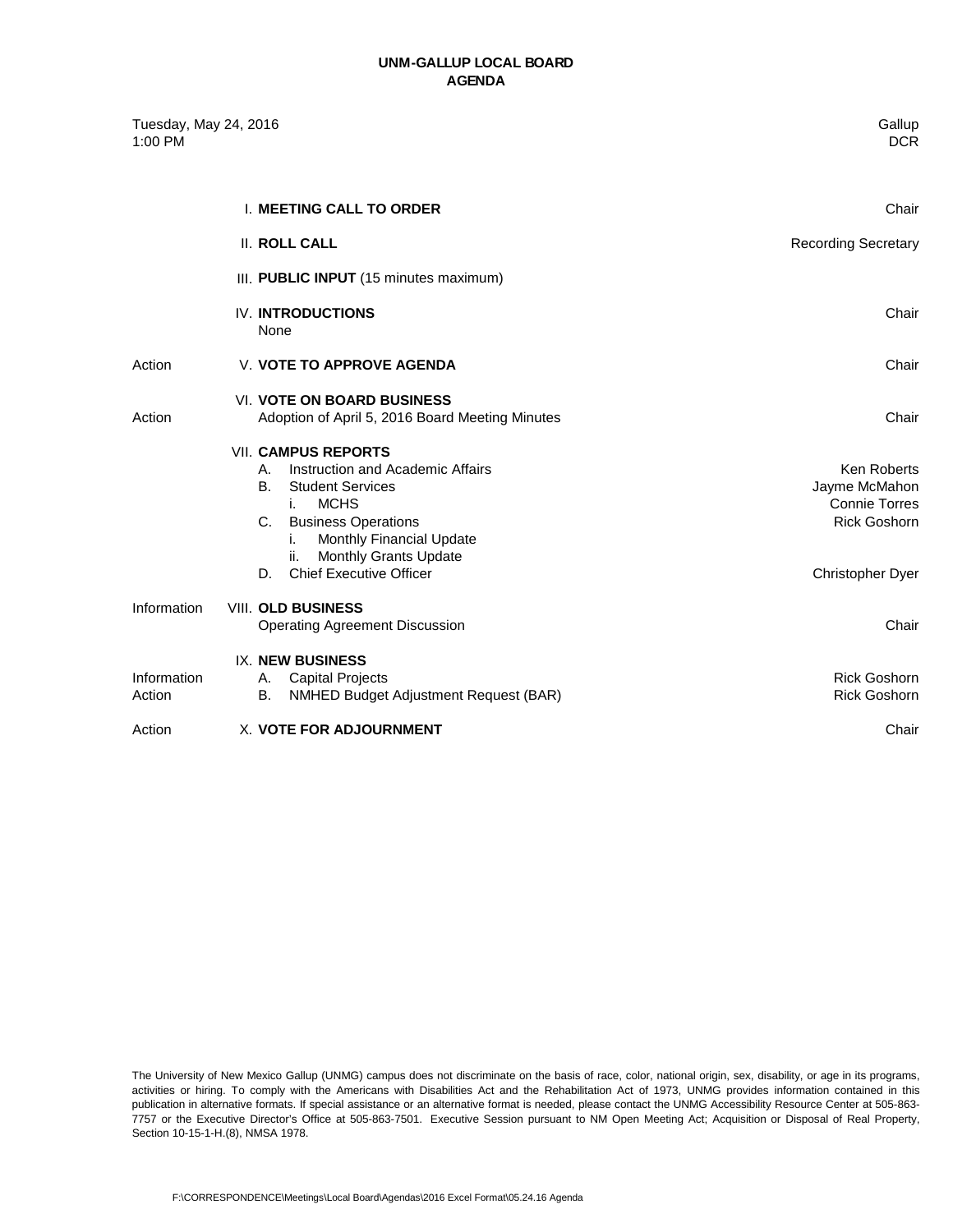# UNM-GALLUP LOCAL BOARD
## AGENDA

Tuesday, May 24, 2016 — Gallup
1:00 PM — DCR

| Type | Item | Presenter |
|---|---|---|
| | I. **MEETING CALL TO ORDER** | Chair |
| | II. **ROLL CALL** | Recording Secretary |
| | III. **PUBLIC INPUT** (15 minutes maximum) | |
| | IV. **INTRODUCTIONS**<br>None | Chair |
| Action | V. **VOTE TO APPROVE AGENDA** | Chair |
| Action | VI. **VOTE ON BOARD BUSINESS**<br>Adoption of April 5, 2016 Board Meeting Minutes | Chair |
| | VII. **CAMPUS REPORTS** | |
| | A. Instruction and Academic Affairs | Ken Roberts |
| | B. Student Services | Jayme McMahon |
| | i. MCHS | Connie Torres |
| | C. Business Operations | Rick Goshorn |
| | i. Monthly Financial Update | |
| | ii. Monthly Grants Update | |
| | D. Chief Executive Officer | Christopher Dyer |
| Information | VIII. **OLD BUSINESS**<br>Operating Agreement Discussion | Chair |
| | IX. **NEW BUSINESS** | |
| Information | A. Capital Projects | Rick Goshorn |
| Action | B. NMHED Budget Adjustment Request (BAR) | Rick Goshorn |
| Action | X. **VOTE FOR ADJOURNMENT** | Chair |

The University of New Mexico Gallup (UNMG) campus does not discriminate on the basis of race, color, national origin, sex, disability, or age in its programs, activities or hiring. To comply with the Americans with Disabilities Act and the Rehabilitation Act of 1973, UNMG provides information contained in this publication in alternative formats. If special assistance or an alternative format is needed, please contact the UNMG Accessibility Resource Center at 505-863-7757 or the Executive Director's Office at 505-863-7501. Executive Session pursuant to NM Open Meeting Act; Acquisition or Disposal of Real Property, Section 10-15-1-H.(8), NMSA 1978.

F:\CORRESPONDENCE\Meetings\Local Board\Agendas\2016 Excel Format\05.24.16 Agenda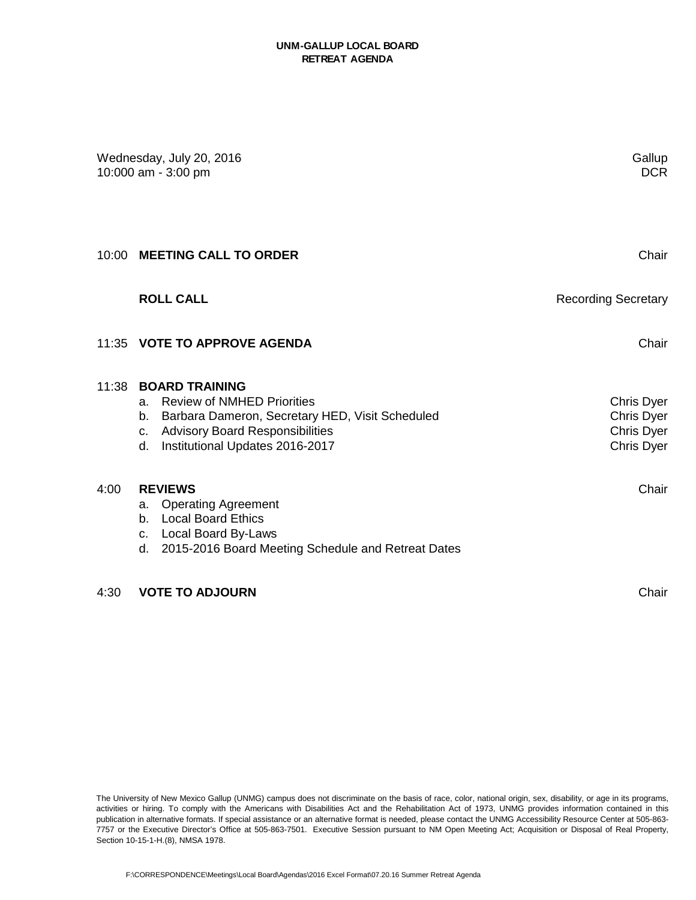**UNM-GALLUP LOCAL BOARD**
**RETREAT AGENDA**

Wednesday, July 20, 2016 | Gallup
10:000 am - 3:00 pm | DCR

| Time | Item | Presenter |
|---|---|---|
| 10:00 | **MEETING CALL TO ORDER** | Chair |
| | **ROLL CALL** | Recording Secretary |
| 11:35 | **VOTE TO APPROVE AGENDA** | Chair |
| 11:38 | **BOARD TRAINING** | |
| | a. Review of NMHED Priorities | Chris Dyer |
| | b. Barbara Dameron, Secretary HED, Visit Scheduled | Chris Dyer |
| | c. Advisory Board Responsibilities | Chris Dyer |
| | d. Institutional Updates 2016-2017 | Chris Dyer |
| 4:00 | **REVIEWS** | Chair |
| | a. Operating Agreement | |
| | b. Local Board Ethics | |
| | c. Local Board By-Laws | |
| | d. 2015-2016 Board Meeting Schedule and Retreat Dates | |
| 4:30 | **VOTE TO ADJOURN** | Chair |

The University of New Mexico Gallup (UNMG) campus does not discriminate on the basis of race, color, national origin, sex, disability, or age in its programs, activities or hiring. To comply with the Americans with Disabilities Act and the Rehabilitation Act of 1973, UNMG provides information contained in this publication in alternative formats. If special assistance or an alternative format is needed, please contact the UNMG Accessibility Resource Center at 505-863-7757 or the Executive Director's Office at 505-863-7501. Executive Session pursuant to NM Open Meeting Act; Acquisition or Disposal of Real Property, Section 10-15-1-H.(8), NMSA 1978.

F:\CORRESPONDENCE\Meetings\Local Board\Agendas\2016 Excel Format\07.20.16 Summer Retreat Agenda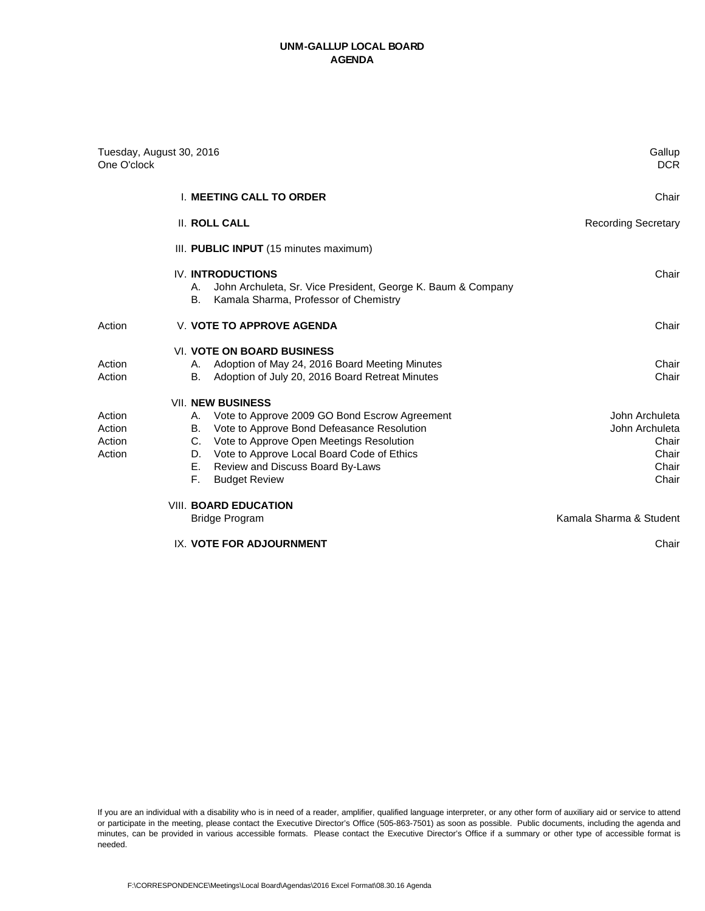# UNM-GALLUP LOCAL BOARD
## AGENDA

| | | |
|---|---|---|
| Tuesday, August 30, 2016 | | Gallup |
| One O'clock | | DCR |
| | I. **MEETING CALL TO ORDER** | Chair |
| | II. **ROLL CALL** | Recording Secretary |
| | III. **PUBLIC INPUT** (15 minutes maximum) | |
| | IV. **INTRODUCTIONS** | Chair |
| | A. John Archuleta, Sr. Vice President, George K. Baum & Company | |
| | B. Kamala Sharma, Professor of Chemistry | |
| Action | V. **VOTE TO APPROVE AGENDA** | Chair |
| | VI. **VOTE ON BOARD BUSINESS** | |
| Action | A. Adoption of May 24, 2016 Board Meeting Minutes | Chair |
| Action | B. Adoption of July 20, 2016 Board Retreat Minutes | Chair |
| | VII. **NEW BUSINESS** | |
| Action | A. Vote to Approve 2009 GO Bond Escrow Agreement | John Archuleta |
| Action | B. Vote to Approve Bond Defeasance Resolution | John Archuleta |
| Action | C. Vote to Approve Open Meetings Resolution | Chair |
| Action | D. Vote to Approve Local Board Code of Ethics | Chair |
| | E. Review and Discuss Board By-Laws | Chair |
| | F. Budget Review | Chair |
| | VIII. **BOARD EDUCATION** | |
| | Bridge Program | Kamala Sharma & Student |
| | IX. **VOTE FOR ADJOURNMENT** | Chair |

If you are an individual with a disability who is in need of a reader, amplifier, qualified language interpreter, or any other form of auxiliary aid or service to attend or participate in the meeting, please contact the Executive Director's Office (505-863-7501) as soon as possible. Public documents, including the agenda and minutes, can be provided in various accessible formats. Please contact the Executive Director's Office if a summary or other type of accessible format is needed.

F:\CORRESPONDENCE\Meetings\Local Board\Agendas\2016 Excel Format\08.30.16 Agenda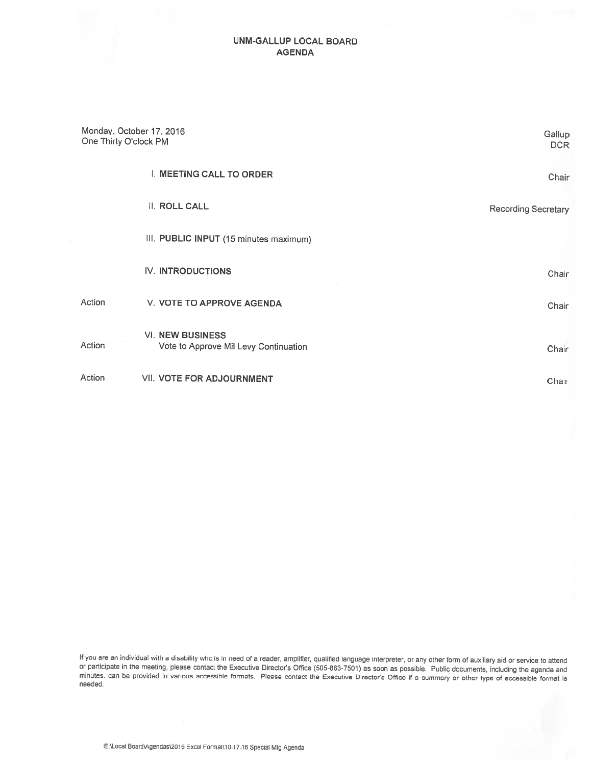# UNM-GALLUP LOCAL BOARD
## AGENDA

Monday, October 17, 2016
One Thirty O'clock PM

Gallup
DCR

| | | |
|---|---|---|
| | I. **MEETING CALL TO ORDER** | Chair |
| | II. **ROLL CALL** | Recording Secretary |
| | III. **PUBLIC INPUT** (15 minutes maximum) | |
| | IV. **INTRODUCTIONS** | Chair |
| Action | V. **VOTE TO APPROVE AGENDA** | Chair |
| Action | VI. **NEW BUSINESS**<br>Vote to Approve Mil Levy Continuation | Chair |
| Action | VII. **VOTE FOR ADJOURNMENT** | Chair |

If you are an individual with a disability who is in need of a reader, amplifier, qualified language interpreter, or any other form of auxiliary aid or service to attend or participate in the meeting, please contact the Executive Director's Office (505-863-7501) as soon as possible. Public documents, including the agenda and minutes, can be provided in various accessible formats. Please contact the Executive Director's Office if a summary or other type of accessible format is needed.

E:\Local Board\Agendas\2016 Excel Format\10.17.16 Special Mtg Agenda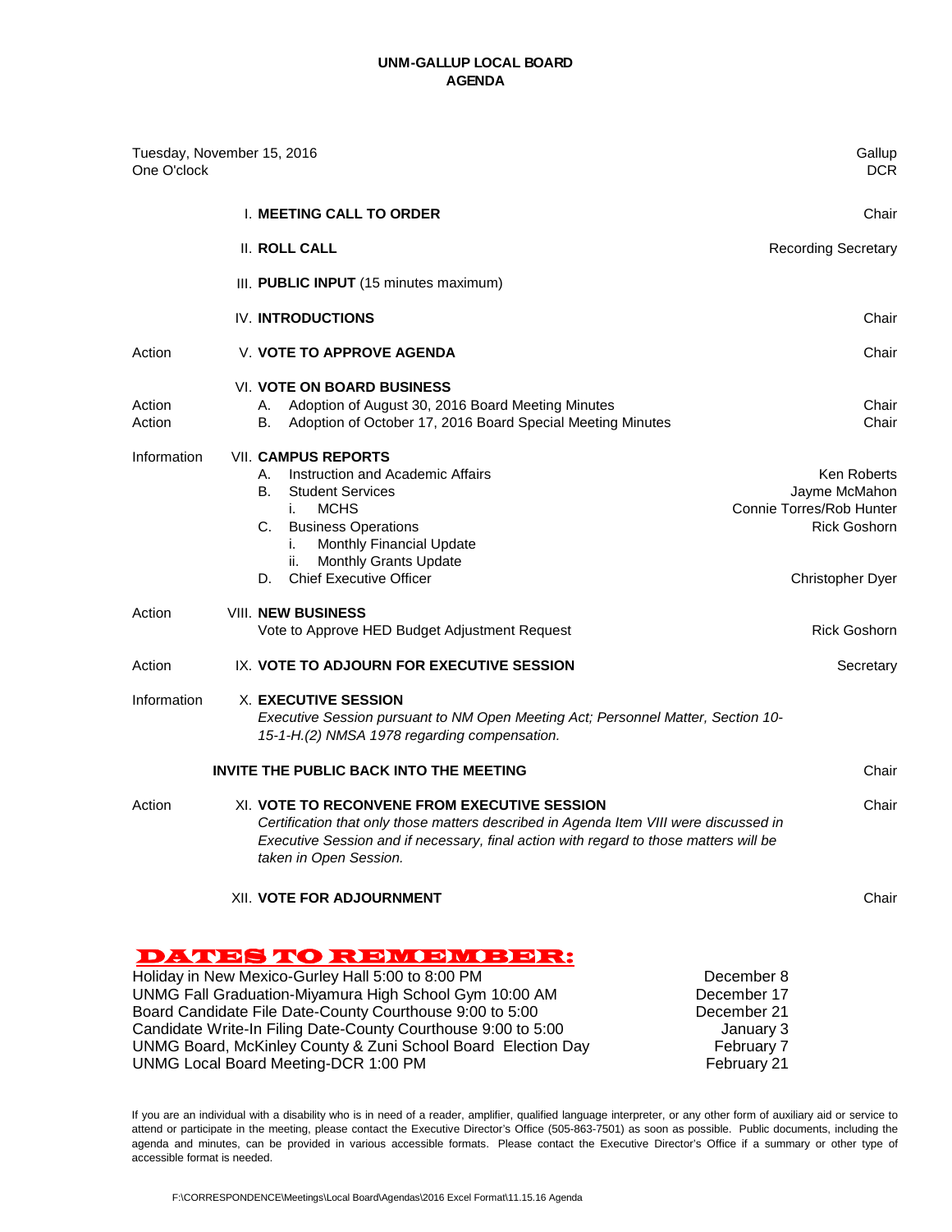# UNM-GALLUP LOCAL BOARD
## AGENDA

Tuesday, November 15, 2016 — Gallup
One O'clock — DCR

| | | |
|---|---|---|
| | I. **MEETING CALL TO ORDER** | Chair |
| | II. **ROLL CALL** | Recording Secretary |
| | III. **PUBLIC INPUT** (15 minutes maximum) | |
| | IV. **INTRODUCTIONS** | Chair |
| Action | V. **VOTE TO APPROVE AGENDA** | Chair |
| | VI. **VOTE ON BOARD BUSINESS** | |
| Action | A. Adoption of August 30, 2016 Board Meeting Minutes | Chair |
| Action | B. Adoption of October 17, 2016 Board Special Meeting Minutes | Chair |
| Information | VII. **CAMPUS REPORTS** | |
| | A. Instruction and Academic Affairs | Ken Roberts |
| | B. Student Services | Jayme McMahon |
| | i. MCHS | Connie Torres/Rob Hunter |
| | C. Business Operations | Rick Goshorn |
| | i. Monthly Financial Update | |
| | ii. Monthly Grants Update | |
| | D. Chief Executive Officer | Christopher Dyer |
| Action | VIII. **NEW BUSINESS** | |
| | Vote to Approve HED Budget Adjustment Request | Rick Goshorn |
| Action | IX. **VOTE TO ADJOURN FOR EXECUTIVE SESSION** | Secretary |
| Information | X. **EXECUTIVE SESSION** *Executive Session pursuant to NM Open Meeting Act; Personnel Matter, Section 10-15-1-H.(2) NMSA 1978 regarding compensation.* | |
| | **INVITE THE PUBLIC BACK INTO THE MEETING** | Chair |
| Action | XI. **VOTE TO RECONVENE FROM EXECUTIVE SESSION** *Certification that only those matters described in Agenda Item VIII were discussed in Executive Session and if necessary, final action with regard to those matters will be taken in Open Session.* | Chair |
| | XII. **VOTE FOR ADJOURNMENT** | Chair |

## DATES TO REMEMBER:

| | |
|---|---|
| Holiday in New Mexico-Gurley Hall 5:00 to 8:00 PM | December 8 |
| UNMG Fall Graduation-Miyamura High School Gym 10:00 AM | December 17 |
| Board Candidate File Date-County Courthouse 9:00 to 5:00 | December 21 |
| Candidate Write-In Filing Date-County Courthouse 9:00 to 5:00 | January 3 |
| UNMG Board, McKinley County & Zuni School Board Election Day | February 7 |
| UNMG Local Board Meeting-DCR 1:00 PM | February 21 |

If you are an individual with a disability who is in need of a reader, amplifier, qualified language interpreter, or any other form of auxiliary aid or service to attend or participate in the meeting, please contact the Executive Director's Office (505-863-7501) as soon as possible. Public documents, including the agenda and minutes, can be provided in various accessible formats. Please contact the Executive Director's Office if a summary or other type of accessible format is needed.

F:\CORRESPONDENCE\Meetings\Local Board\Agendas\2016 Excel Format\11.15.16 Agenda